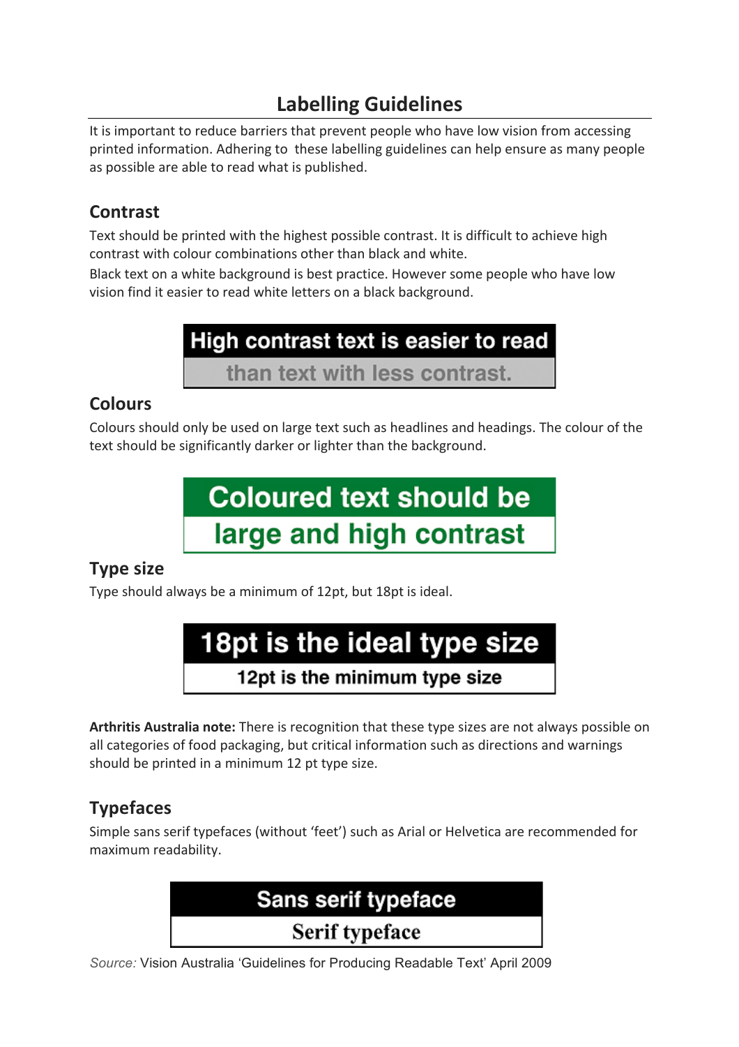# Labelling Guidelines

It is important to reduce barriers that prevent people who have low vision from accessing printed information. Adhering to these labelling guidelines can help ensure as many people as possible are able to read what is published.

## Contrast

Text should be printed with the highest possible contrast. It is difficult to achieve high contrast with colour combinations other than black and white.

Black text on a white background is best practice. However some people who have low vision find it easier to read white letters on a black background.

**High contrast text is easier to read**

**than text with less contrast.**

## Colours

Colours should only be used on large text such as headlines and headings. The colour of the text should be significantly darker or lighter than the background.

**Coloured text should be**

**large and high contrast**

## Type size

Type should always be a minimum of 12pt, but 18pt is ideal.

**18pt is the ideal type size**

**12pt is the minimum type size**

**Arthritis Australia note:** There is recognition that these type sizes are not always possible on all categories of food packaging, but critical information such as directions and warnings should be printed in a minimum 12 pt type size.

## Typefaces

Simple sans serif typefaces (without 'feet') such as Arial or Helvetica are recommended for maximum readability.

**Sans serif typeface**

**Serif typeface**

*Source:* Vision Australia 'Guidelines for Producing Readable Text' April 2009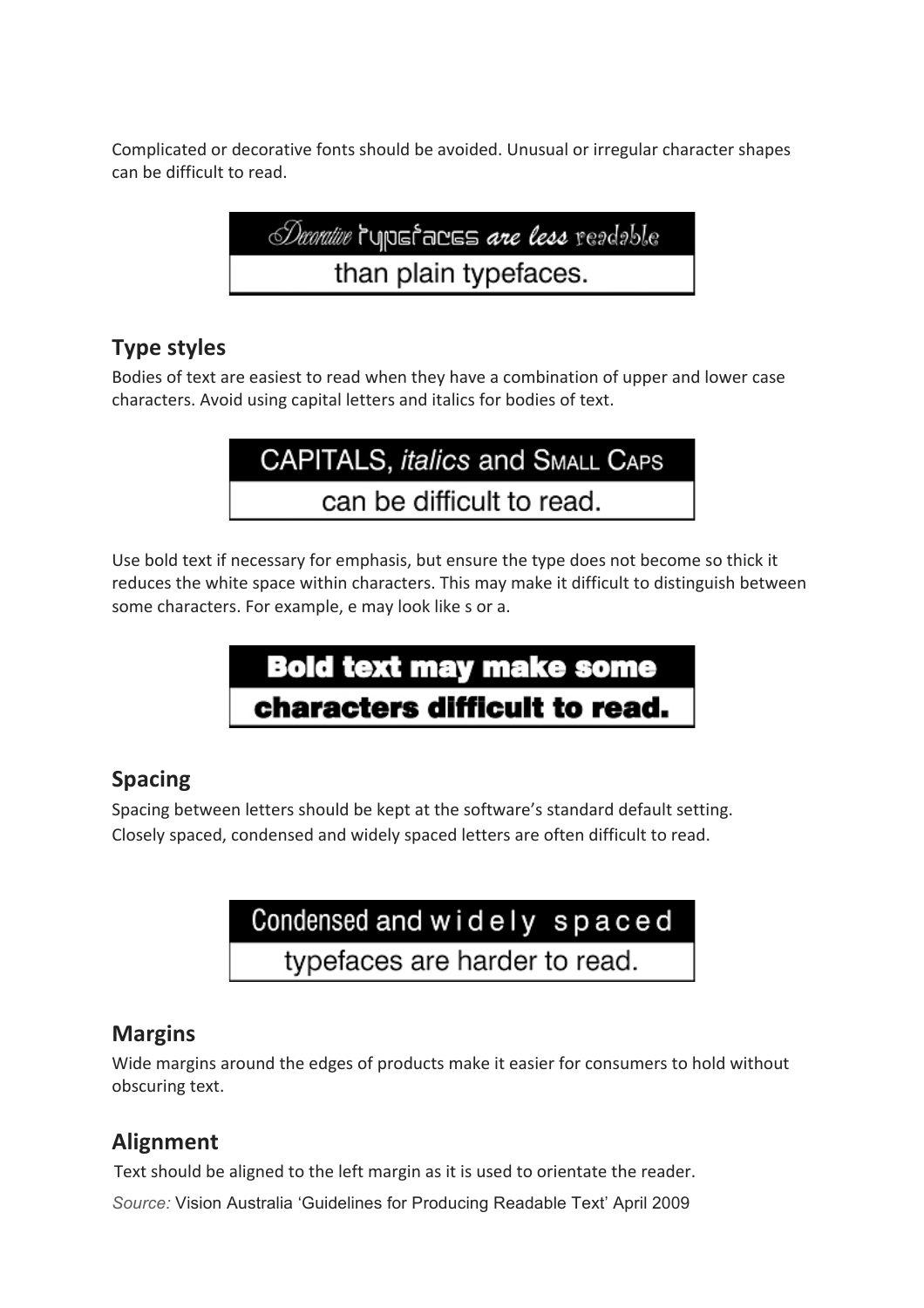Complicated or decorative fonts should be avoided. Unusual or irregular character shapes can be difficult to read.

Decorative typefaces are less readable
than plain typefaces.

## Type styles

Bodies of text are easiest to read when they have a combination of upper and lower case characters. Avoid using capital letters and italics for bodies of text.

CAPITALS, *italics* and SMALL CAPS
can be difficult to read.

Use bold text if necessary for emphasis, but ensure the type does not become so thick it reduces the white space within characters. This may make it difficult to distinguish between some characters. For example, e may look like s or a.

**Bold text may make some**
**characters difficult to read.**

## Spacing

Spacing between letters should be kept at the software's standard default setting. Closely spaced, condensed and widely spaced letters are often difficult to read.

Condensed and w i d e l y  s p a c e d
typefaces are harder to read.

## Margins

Wide margins around the edges of products make it easier for consumers to hold without obscuring text.

## Alignment

Text should be aligned to the left margin as it is used to orientate the reader.

*Source:* Vision Australia 'Guidelines for Producing Readable Text' April 2009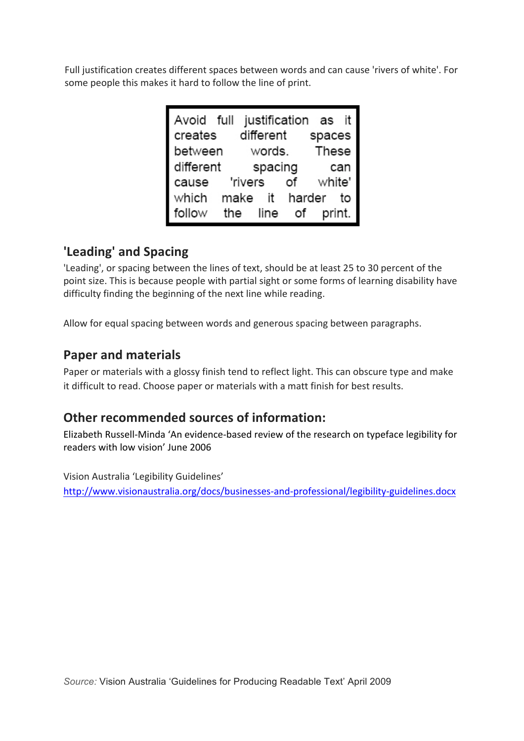Full justification creates different spaces between words and can cause 'rivers of white'. For some people this makes it hard to follow the line of print.

Avoid full justification as it creates different spaces between words. These different spacing can cause 'rivers of white' which make it harder to follow the line of print.

## 'Leading' and Spacing

'Leading', or spacing between the lines of text, should be at least 25 to 30 percent of the point size. This is because people with partial sight or some forms of learning disability have difficulty finding the beginning of the next line while reading.

Allow for equal spacing between words and generous spacing between paragraphs.

## Paper and materials

Paper or materials with a glossy finish tend to reflect light. This can obscure type and make it difficult to read. Choose paper or materials with a matt finish for best results.

## Other recommended sources of information:

Elizabeth Russell-Minda 'An evidence-based review of the research on typeface legibility for readers with low vision' June 2006

Vision Australia 'Legibility Guidelines'
http://www.visionaustralia.org/docs/businesses-and-professional/legibility-guidelines.docx

*Source:* Vision Australia 'Guidelines for Producing Readable Text' April 2009